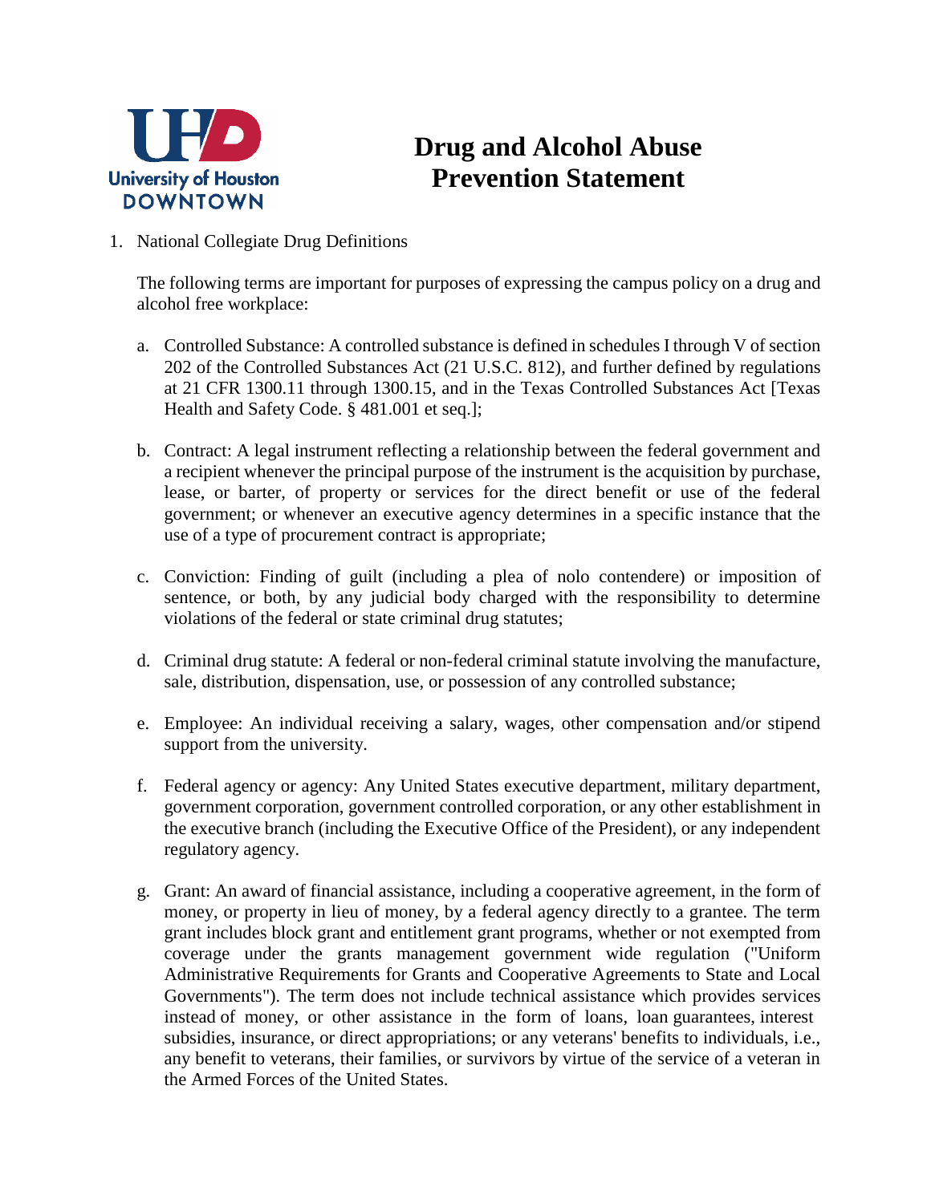# Drug and Alcohol Abuse Prevention Statement

1. National Collegiate Drug Definitions

   The following terms are important for purposes of expressing the campus policy on a drug and alcohol free workplace:

   a. Controlled Substance: A controlled substance is defined in schedules I through V of section 202 of the Controlled Substances Act (21 U.S.C. 812), and further defined by regulations at 21 CFR 1300.11 through 1300.15, and in the Texas Controlled Substances Act [Texas Health and Safety Code. § 481.001 et seq.];

   b. Contract: A legal instrument reflecting a relationship between the federal government and a recipient whenever the principal purpose of the instrument is the acquisition by purchase, lease, or barter, of property or services for the direct benefit or use of the federal government; or whenever an executive agency determines in a specific instance that the use of a type of procurement contract is appropriate;

   c. Conviction: Finding of guilt (including a plea of nolo contendere) or imposition of sentence, or both, by any judicial body charged with the responsibility to determine violations of the federal or state criminal drug statutes;

   d. Criminal drug statute: A federal or non-federal criminal statute involving the manufacture, sale, distribution, dispensation, use, or possession of any controlled substance;

   e. Employee: An individual receiving a salary, wages, other compensation and/or stipend support from the university.

   f. Federal agency or agency: Any United States executive department, military department, government corporation, government controlled corporation, or any other establishment in the executive branch (including the Executive Office of the President), or any independent regulatory agency.

   g. Grant: An award of financial assistance, including a cooperative agreement, in the form of money, or property in lieu of money, by a federal agency directly to a grantee. The term grant includes block grant and entitlement grant programs, whether or not exempted from coverage under the grants management government wide regulation ("Uniform Administrative Requirements for Grants and Cooperative Agreements to State and Local Governments"). The term does not include technical assistance which provides services instead of money, or other assistance in the form of loans, loan guarantees, interest subsidies, insurance, or direct appropriations; or any veterans' benefits to individuals, i.e., any benefit to veterans, their families, or survivors by virtue of the service of a veteran in the Armed Forces of the United States.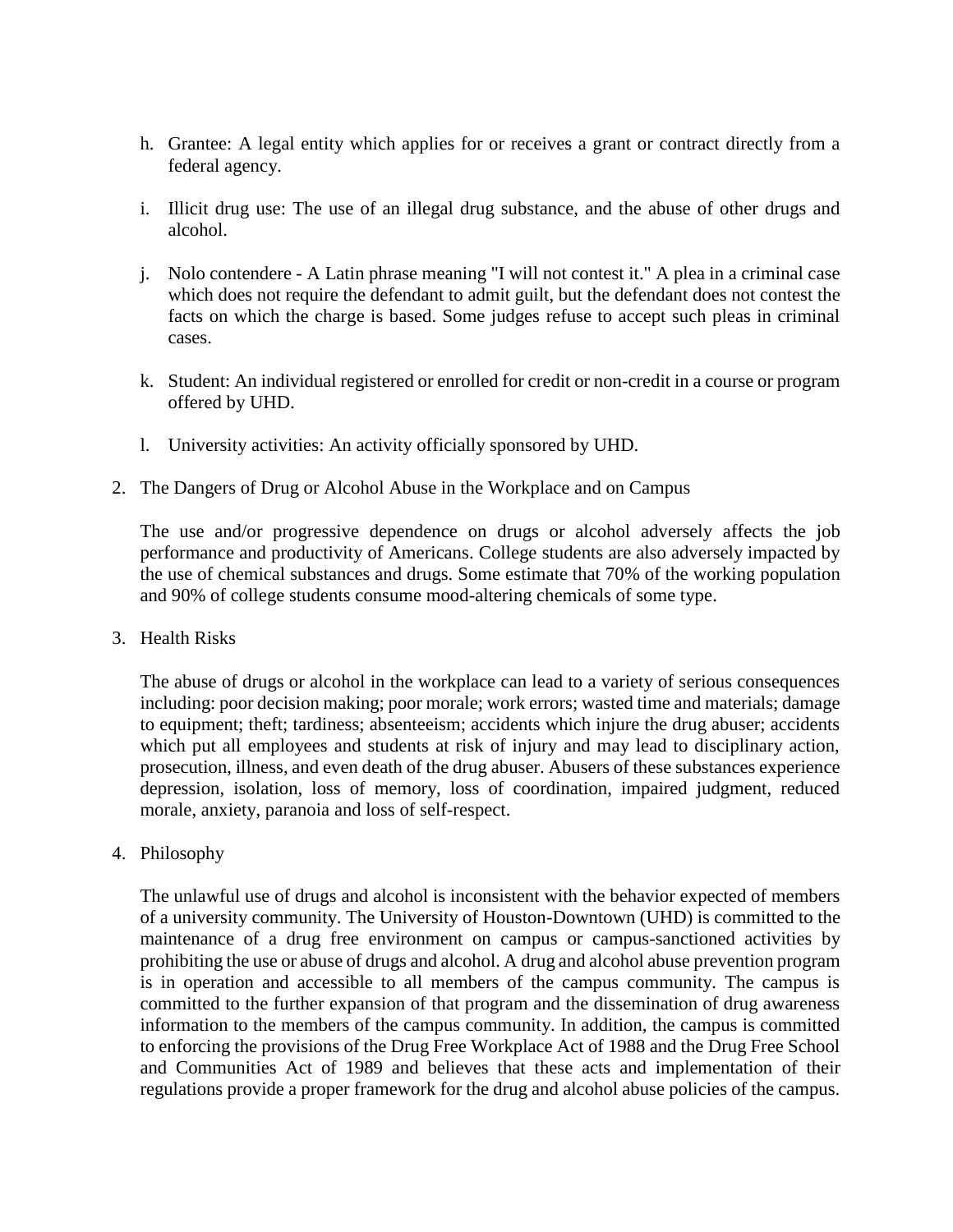h. Grantee: A legal entity which applies for or receives a grant or contract directly from a federal agency.

i. Illicit drug use: The use of an illegal drug substance, and the abuse of other drugs and alcohol.

j. Nolo contendere - A Latin phrase meaning "I will not contest it." A plea in a criminal case which does not require the defendant to admit guilt, but the defendant does not contest the facts on which the charge is based. Some judges refuse to accept such pleas in criminal cases.

k. Student: An individual registered or enrolled for credit or non-credit in a course or program offered by UHD.

l. University activities: An activity officially sponsored by UHD.

2. The Dangers of Drug or Alcohol Abuse in the Workplace and on Campus

   The use and/or progressive dependence on drugs or alcohol adversely affects the job performance and productivity of Americans. College students are also adversely impacted by the use of chemical substances and drugs. Some estimate that 70% of the working population and 90% of college students consume mood-altering chemicals of some type.

3. Health Risks

   The abuse of drugs or alcohol in the workplace can lead to a variety of serious consequences including: poor decision making; poor morale; work errors; wasted time and materials; damage to equipment; theft; tardiness; absenteeism; accidents which injure the drug abuser; accidents which put all employees and students at risk of injury and may lead to disciplinary action, prosecution, illness, and even death of the drug abuser. Abusers of these substances experience depression, isolation, loss of memory, loss of coordination, impaired judgment, reduced morale, anxiety, paranoia and loss of self-respect.

4. Philosophy

   The unlawful use of drugs and alcohol is inconsistent with the behavior expected of members of a university community. The University of Houston-Downtown (UHD) is committed to the maintenance of a drug free environment on campus or campus-sanctioned activities by prohibiting the use or abuse of drugs and alcohol. A drug and alcohol abuse prevention program is in operation and accessible to all members of the campus community. The campus is committed to the further expansion of that program and the dissemination of drug awareness information to the members of the campus community. In addition, the campus is committed to enforcing the provisions of the Drug Free Workplace Act of 1988 and the Drug Free School and Communities Act of 1989 and believes that these acts and implementation of their regulations provide a proper framework for the drug and alcohol abuse policies of the campus.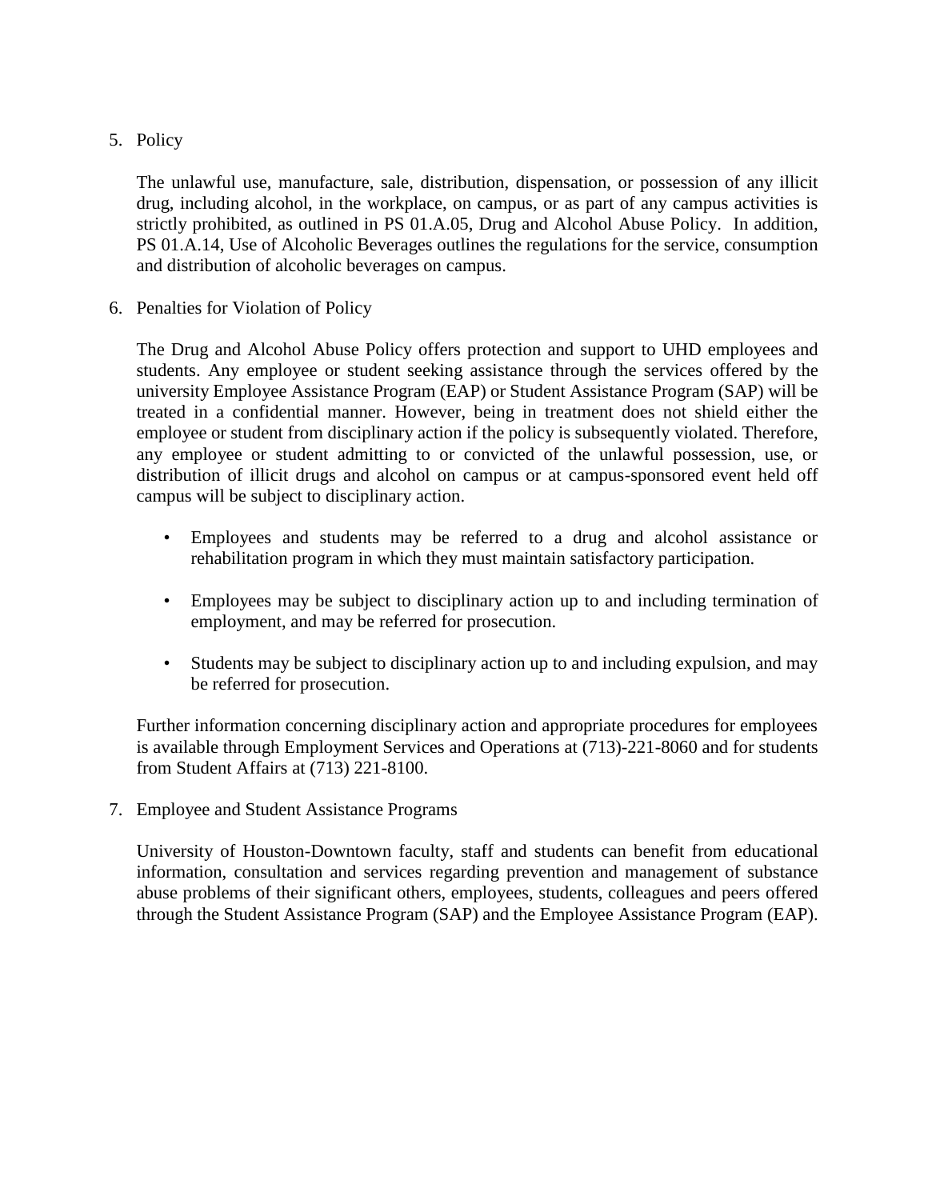5. Policy

   The unlawful use, manufacture, sale, distribution, dispensation, or possession of any illicit drug, including alcohol, in the workplace, on campus, or as part of any campus activities is strictly prohibited, as outlined in PS 01.A.05, Drug and Alcohol Abuse Policy. In addition, PS 01.A.14, Use of Alcoholic Beverages outlines the regulations for the service, consumption and distribution of alcoholic beverages on campus.

6. Penalties for Violation of Policy

   The Drug and Alcohol Abuse Policy offers protection and support to UHD employees and students. Any employee or student seeking assistance through the services offered by the university Employee Assistance Program (EAP) or Student Assistance Program (SAP) will be treated in a confidential manner. However, being in treatment does not shield either the employee or student from disciplinary action if the policy is subsequently violated. Therefore, any employee or student admitting to or convicted of the unlawful possession, use, or distribution of illicit drugs and alcohol on campus or at campus-sponsored event held off campus will be subject to disciplinary action.

   - Employees and students may be referred to a drug and alcohol assistance or rehabilitation program in which they must maintain satisfactory participation.

   - Employees may be subject to disciplinary action up to and including termination of employment, and may be referred for prosecution.

   - Students may be subject to disciplinary action up to and including expulsion, and may be referred for prosecution.

   Further information concerning disciplinary action and appropriate procedures for employees is available through Employment Services and Operations at (713)-221-8060 and for students from Student Affairs at (713) 221-8100.

7. Employee and Student Assistance Programs

   University of Houston-Downtown faculty, staff and students can benefit from educational information, consultation and services regarding prevention and management of substance abuse problems of their significant others, employees, students, colleagues and peers offered through the Student Assistance Program (SAP) and the Employee Assistance Program (EAP).